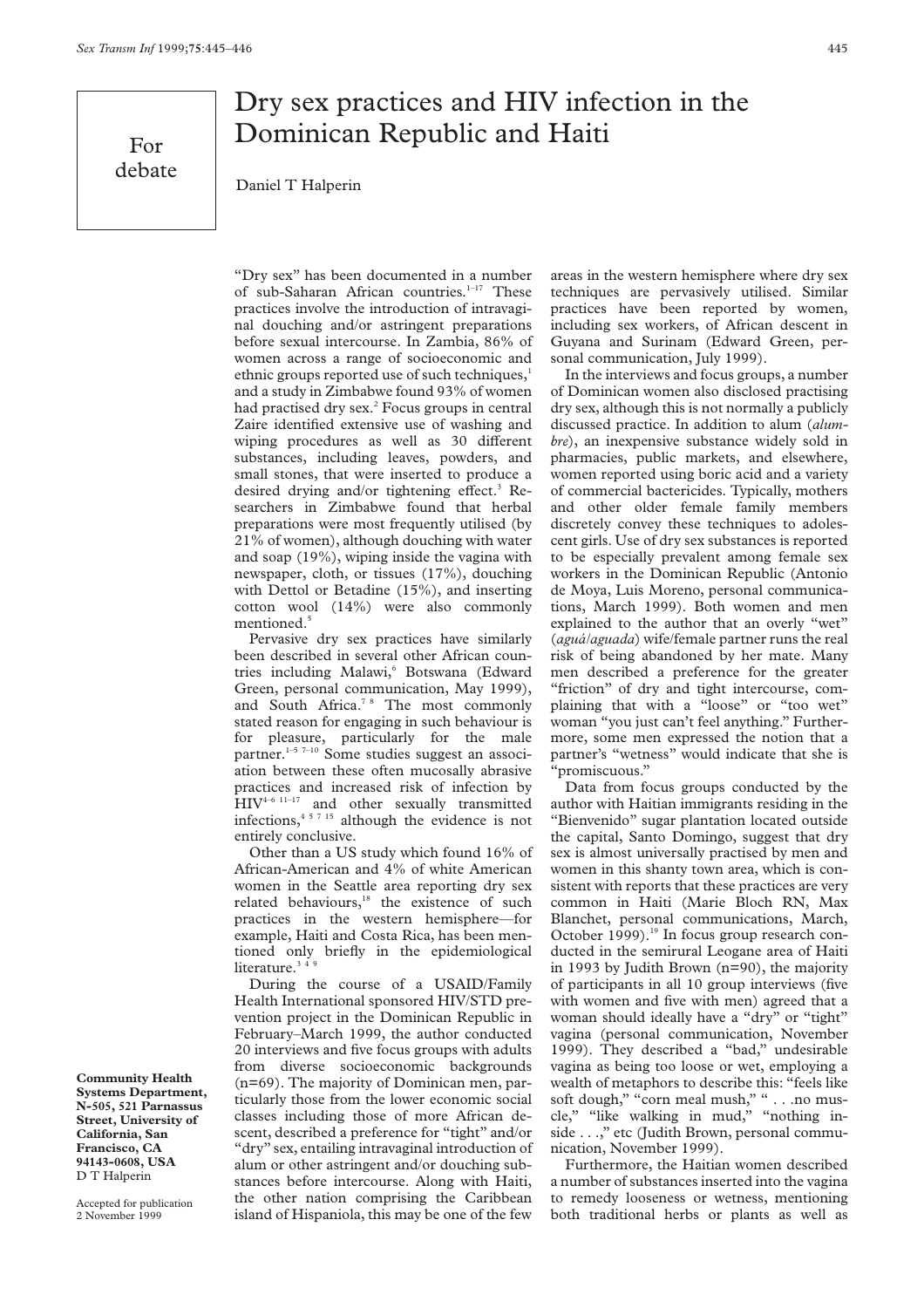For debate

# Dry sex practices and HIV infection in the Dominican Republic and Haiti

Daniel T Halperin

"Dry sex" has been documented in a number of sub-Saharan African countries.[1–17] These practices involve the introduction of intravaginal douching and/or astringent preparations before sexual intercourse. In Zambia, 86% of women across a range of socioeconomic and ethnic groups reported use of such techniques,[1] and a study in Zimbabwe found 93% of women had practised dry sex.[2] Focus groups in central Zaire identified extensive use of washing and wiping procedures as well as 30 different substances, including leaves, powders, and small stones, that were inserted to produce a desired drying and/or tightening effect.[3] Researchers in Zimbabwe found that herbal preparations were most frequently utilised (by 21% of women), although douching with water and soap (19%), wiping inside the vagina with newspaper, cloth, or tissues (17%), douching with Dettol or Betadine (15%), and inserting cotton wool (14%) were also commonly mentioned.[5]

Pervasive dry sex practices have similarly been described in several other African countries including Malawi,[6] Botswana (Edward Green, personal communication, May 1999), and South Africa.[7 8] The most commonly stated reason for engaging in such behaviour is for pleasure, particularly for the male partner.[1–5 7–10] Some studies suggest an association between these often mucosally abrasive practices and increased risk of infection by HIV[4–6 11–17] and other sexually transmitted infections,[4 5 7 15] although the evidence is not entirely conclusive.

Other than a US study which found 16% of African-American and 4% of white American women in the Seattle area reporting dry sex related behaviours,[18] the existence of such practices in the western hemisphere—for example, Haiti and Costa Rica, has been mentioned only briefly in the epidemiological literature.[3 4 9]

During the course of a USAID/Family Health International sponsored HIV/STD prevention project in the Dominican Republic in February–March 1999, the author conducted 20 interviews and five focus groups with adults from diverse socioeconomic backgrounds (n=69). The majority of Dominican men, particularly those from the lower economic social classes including those of more African descent, described a preference for "tight" and/or "dry" sex, entailing intravaginal introduction of alum or other astringent and/or douching substances before intercourse. Along with Haiti, the other nation comprising the Caribbean island of Hispaniola, this may be one of the few areas in the western hemisphere where dry sex techniques are pervasively utilised. Similar practices have been reported by women, including sex workers, of African descent in Guyana and Surinam (Edward Green, personal communication, July 1999).

In the interviews and focus groups, a number of Dominican women also disclosed practising dry sex, although this is not normally a publicly discussed practice. In addition to alum (*alumbre*), an inexpensive substance widely sold in pharmacies, public markets, and elsewhere, women reported using boric acid and a variety of commercial bactericides. Typically, mothers and other older female family members discretely convey these techniques to adolescent girls. Use of dry sex substances is reported to be especially prevalent among female sex workers in the Dominican Republic (Antonio de Moya, Luis Moreno, personal communications, March 1999). Both women and men explained to the author that an overly "wet" (*aguá/aguada*) wife/female partner runs the real risk of being abandoned by her mate. Many men described a preference for the greater "friction" of dry and tight intercourse, complaining that with a "loose" or "too wet" woman "you just can't feel anything." Furthermore, some men expressed the notion that a partner's "wetness" would indicate that she is "promiscuous."

Data from focus groups conducted by the author with Haitian immigrants residing in the "Bienvenido" sugar plantation located outside the capital, Santo Domingo, suggest that dry sex is almost universally practised by men and women in this shanty town area, which is consistent with reports that these practices are very common in Haiti (Marie Bloch RN, Max Blanchet, personal communications, March, October 1999).[19] In focus group research conducted in the semirural Leogane area of Haiti in 1993 by Judith Brown (n=90), the majority of participants in all 10 group interviews (five with women and five with men) agreed that a woman should ideally have a "dry" or "tight" vagina (personal communication, November 1999). They described a "bad," undesirable vagina as being too loose or wet, employing a wealth of metaphors to describe this: "feels like soft dough," "corn meal mush," " . . .no muscle," "like walking in mud," "nothing inside . . .," etc (Judith Brown, personal communication, November 1999).

Furthermore, the Haitian women described a number of substances inserted into the vagina to remedy looseness or wetness, mentioning both traditional herbs or plants as well as

**Community Health Systems Department, N-505, 521 Parnassus Street, University of California, San Francisco, CA 94143-0608, USA**
D T Halperin

Accepted for publication 2 November 1999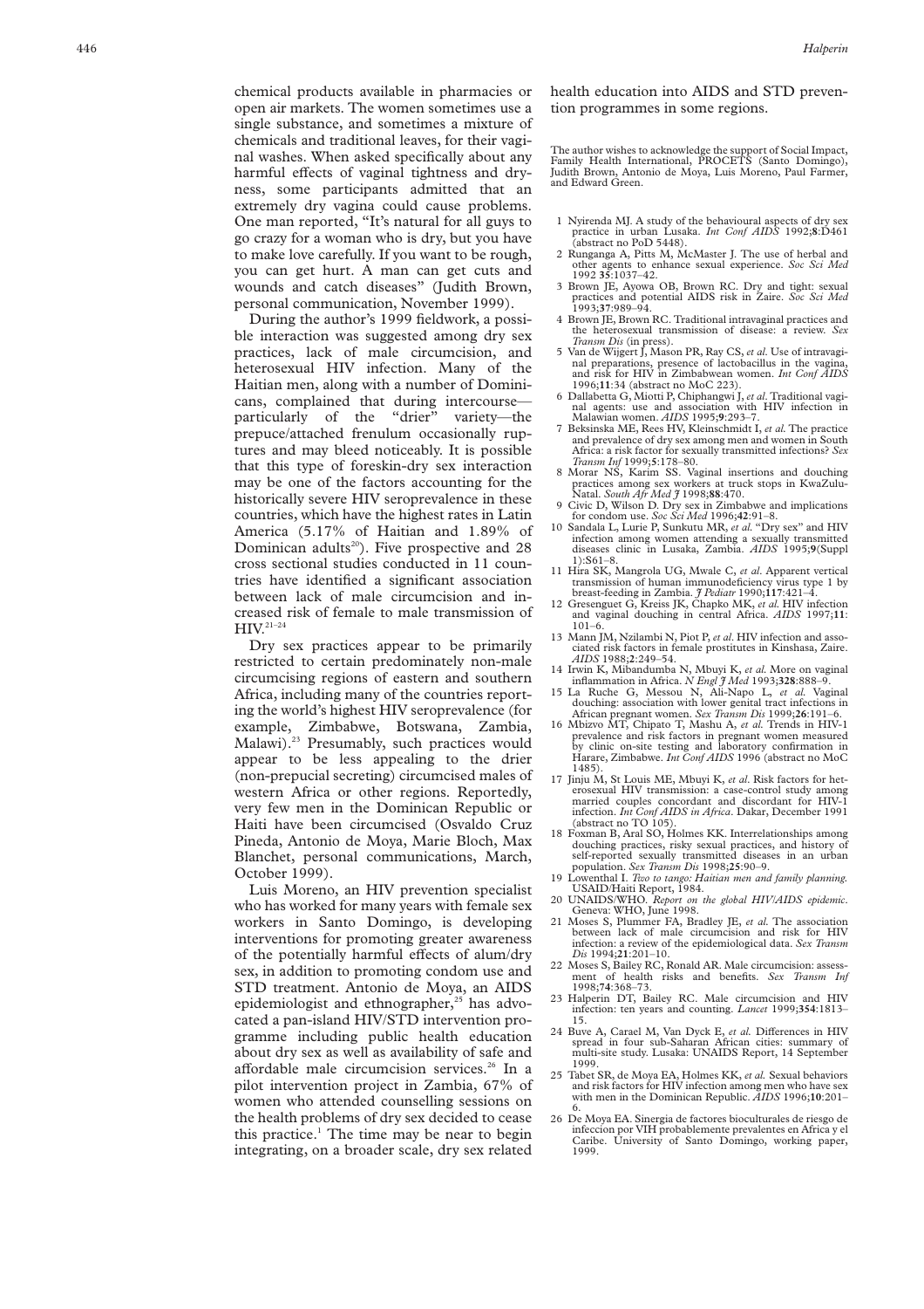chemical products available in pharmacies or open air markets. The women sometimes use a single substance, and sometimes a mixture of chemicals and traditional leaves, for their vaginal washes. When asked specifically about any harmful effects of vaginal tightness and dryness, some participants admitted that an extremely dry vagina could cause problems. One man reported, "It's natural for all guys to go crazy for a woman who is dry, but you have to make love carefully. If you want to be rough, you can get hurt. A man can get cuts and wounds and catch diseases" (Judith Brown, personal communication, November 1999).

During the author's 1999 fieldwork, a possible interaction was suggested among dry sex practices, lack of male circumcision, and heterosexual HIV infection. Many of the Haitian men, along with a number of Dominicans, complained that during intercourse—particularly of the "drier" variety—the prepuce/attached frenulum occasionally ruptures and may bleed noticeably. It is possible that this type of foreskin-dry sex interaction may be one of the factors accounting for the historically severe HIV seroprevalence in these countries, which have the highest rates in Latin America (5.17% of Haitian and 1.89% of Dominican adults[20]). Five prospective and 28 cross sectional studies conducted in 11 countries have identified a significant association between lack of male circumcision and increased risk of female to male transmission of HIV.[21–24]

Dry sex practices appear to be primarily restricted to certain predominately non-male circumcising regions of eastern and southern Africa, including many of the countries reporting the world's highest HIV seroprevalence (for example, Zimbabwe, Botswana, Zambia, Malawi).[23] Presumably, such practices would appear to be less appealing to the drier (non-prepucial secreting) circumcised males of western Africa or other regions. Reportedly, very few men in the Dominican Republic or Haiti have been circumcised (Osvaldo Cruz Pineda, Antonio de Moya, Marie Bloch, Max Blanchet, personal communications, March, October 1999).

Luis Moreno, an HIV prevention specialist who has worked for many years with female sex workers in Santo Domingo, is developing interventions for promoting greater awareness of the potentially harmful effects of alum/dry sex, in addition to promoting condom use and STD treatment. Antonio de Moya, an AIDS epidemiologist and ethnographer,[25] has advocated a pan-island HIV/STD intervention programme including public health education about dry sex as well as availability of safe and affordable male circumcision services.[26] In a pilot intervention project in Zambia, 67% of women who attended counselling sessions on the health problems of dry sex decided to cease this practice.[1] The time may be near to begin integrating, on a broader scale, dry sex related health education into AIDS and STD prevention programmes in some regions.

The author wishes to acknowledge the support of Social Impact, Family Health International, PROCETS (Santo Domingo), Judith Brown, Antonio de Moya, Luis Moreno, Paul Farmer, and Edward Green.

1. Nyirenda MJ. A study of the behavioural aspects of dry sex practice in urban Lusaka. *Int Conf AIDS* 1992;**8**:D461 (abstract no PoD 5448).
2. Runganga A, Pitts M, McMaster J. The use of herbal and other agents to enhance sexual experience. *Soc Sci Med* 1992 **35**:1037–42.
3. Brown JE, Ayowa OB, Brown RC. Dry and tight: sexual practices and potential AIDS risk in Zaire. *Soc Sci Med* 1993;**37**:989–94.
4. Brown JE, Brown RC. Traditional intravaginal practices and the heterosexual transmission of disease: a review. *Sex Transm Dis* (in press).
5. Van de Wijgert J, Mason PR, Ray CS, *et al*. Use of intravaginal preparations, presence of lactobacillus in the vagina, and risk for HIV in Zimbabwean women. *Int Conf AIDS* 1996;**11**:34 (abstract no MoC 223).
6. Dallabetta G, Miotti P, Chiphangwi J, *et al*. Traditional vaginal agents: use and association with HIV infection in Malawian women. *AIDS* 1995;**9**:293–7.
7. Beksinska ME, Rees HV, Kleinschmidt I, *et al*. The practice and prevalence of dry sex among men and women in South Africa: a risk factor for sexually transmitted infections? *Sex Transm Inf* 1999;**5**:178–80.
8. Morar NS, Karim SS. Vaginal insertions and douching practices among sex workers at truck stops in KwaZulu-Natal. *South Afr Med J* 1998;**88**:470.
9. Civic D, Wilson D. Dry sex in Zimbabwe and implications for condom use. *Soc Sci Med* 1996;**42**:91–8.
10. Sandala L, Lurie P, Sunkutu MR, *et al*. "Dry sex" and HIV infection among women attending a sexually transmitted diseases clinic in Lusaka, Zambia. *AIDS* 1995;**9**(Suppl 1):S61–8.
11. Hira SK, Mangrola UG, Mwale C, *et al*. Apparent vertical transmission of human immunodeficiency virus type 1 by breast-feeding in Zambia. *J Pediatr* 1990;**117**:421–4.
12. Gresenguet G, Kreiss JK, Chapko MK, *et al*. HIV infection and vaginal douching in central Africa. *AIDS* 1997;**11**:101–6.
13. Mann JM, Nzilambi N, Piot P, *et al*. HIV infection and associated risk factors in female prostitutes in Kinshasa, Zaire. *AIDS* 1988;**2**:249–54.
14. Irwin K, Mibandumba N, Mbuyi K, *et al*. More on vaginal inflammation in Africa. *N Engl J Med* 1993;**328**:888–9.
15. La Ruche G, Messou N, Ali-Napo L, *et al*. Vaginal douching: association with lower genital tract infections in African pregnant women. *Sex Transm Dis* 1999;**26**:191–6.
16. Mbizvo MT, Chipato T, Mashu A, *et al*. Trends in HIV-1 prevalence and risk factors in pregnant women measured by clinic on-site testing and laboratory confirmation in Harare, Zimbabwe. *Int Conf AIDS* 1996 (abstract no MoC 1485).
17. Jinju M, St Louis ME, Mbuyi K, *et al*. Risk factors for heterosexual HIV transmission: a case-control study among married couples concordant and discordant for HIV-1 infection. *Int Conf AIDS in Africa*. Dakar, December 1991 (abstract no TO 105).
18. Foxman B, Aral SO, Holmes KK. Interrelationships among douching practices, risky sexual practices, and history of self-reported sexually transmitted diseases in an urban population. *Sex Transm Dis* 1998;**25**:90–9.
19. Lowenthal I. *Two to tango: Haitian men and family planning.* USAID/Haiti Report, 1984.
20. UNAIDS/WHO. *Report on the global HIV/AIDS epidemic*. Geneva: WHO, June 1998.
21. Moses S, Plummer FA, Bradley JE, *et al*. The association between lack of male circumcision and risk for HIV infection: a review of the epidemiological data. *Sex Transm Dis* 1994;**21**:201–10.
22. Moses S, Bailey RC, Ronald AR. Male circumcision: assessment of health risks and benefits. *Sex Transm Inf* 1998;**74**:368–73.
23. Halperin DT, Bailey RC. Male circumcision and HIV infection: ten years and counting. *Lancet* 1999;**354**:1813–15.
24. Buve A, Carael M, Van Dyck E, *et al*. Differences in HIV spread in four sub-Saharan African cities: summary of multi-site study. Lusaka: UNAIDS Report, 14 September 1999.
25. Tabet SR, de Moya EA, Holmes KK, *et al*. Sexual behaviors and risk factors for HIV infection among men who have sex with men in the Dominican Republic. *AIDS* 1996;**10**:201–6.
26. De Moya EA. Sinergia de factores bioculturales de riesgo de infeccion por VIH probablemente prevalentes en Africa y el Caribe. University of Santo Domingo, working paper, 1999.